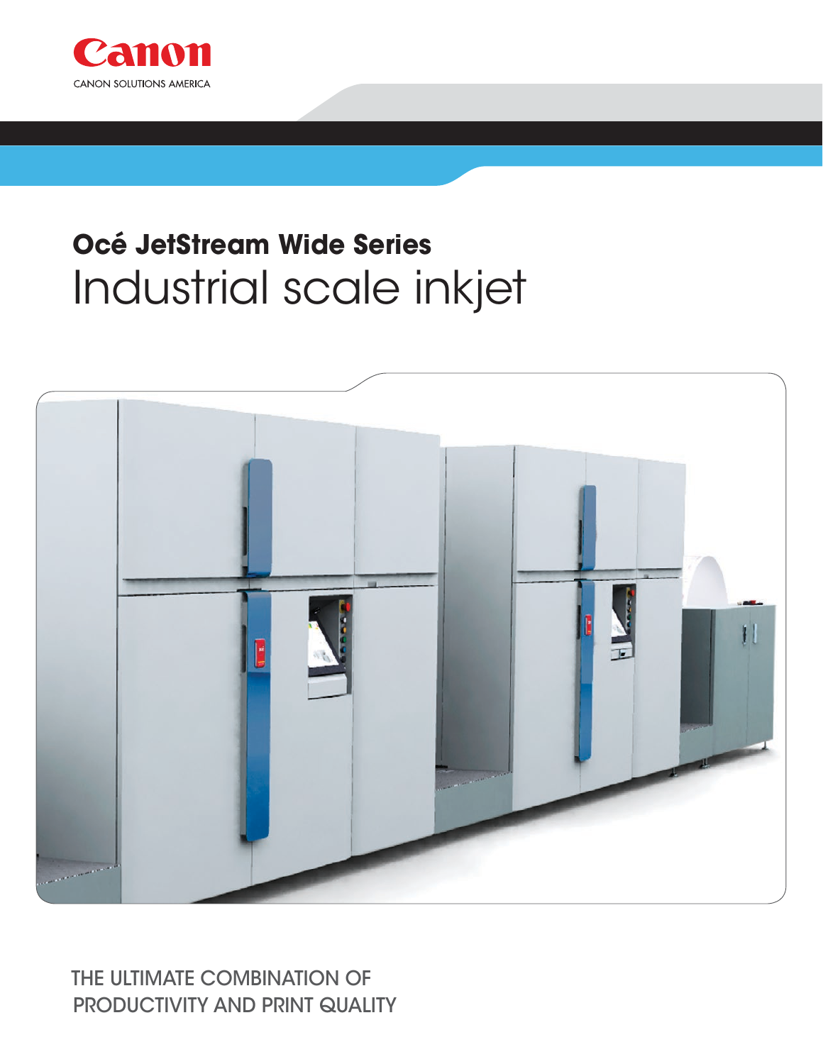Canon

CANON SOLUTIONS AMERICA

# Océ JetStream Wide Series

## Industrial scale inkjet

THE ULTIMATE COMBINATION OF PRODUCTIVITY AND PRINT QUALITY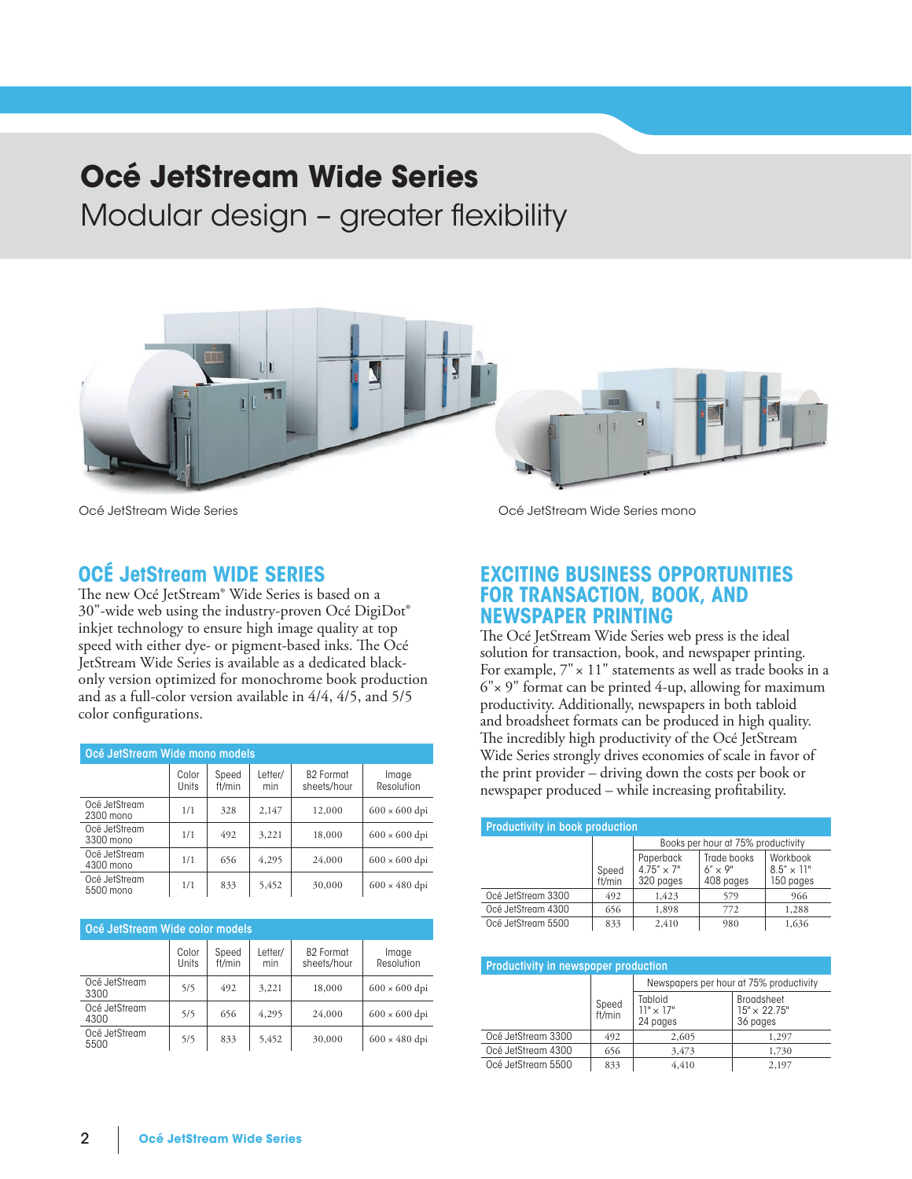# Océ JetStream Wide Series

Modular design – greater flexibility

Océ JetStream Wide Series

Océ JetStream Wide Series mono

## OCÉ JetStream WIDE SERIES

The new Océ JetStream® Wide Series is based on a 30"-wide web using the industry-proven Océ DigiDot® inkjet technology to ensure high image quality at top speed with either dye- or pigment-based inks. The Océ JetStream Wide Series is available as a dedicated black-only version optimized for monochrome book production and as a full-color version available in 4/4, 4/5, and 5/5 color configurations.

**Océ JetStream Wide mono models**

| | Color Units | Speed ft/min | Letter/ min | B2 Format sheets/hour | Image Resolution |
|---|---|---|---|---|---|
| Océ JetStream 2300 mono | 1/1 | 328 | 2,147 | 12,000 | 600 × 600 dpi |
| Océ JetStream 3300 mono | 1/1 | 492 | 3,221 | 18,000 | 600 × 600 dpi |
| Océ JetStream 4300 mono | 1/1 | 656 | 4,295 | 24,000 | 600 × 600 dpi |
| Océ JetStream 5500 mono | 1/1 | 833 | 5,452 | 30,000 | 600 × 480 dpi |

**Océ JetStream Wide color models**

| | Color Units | Speed ft/min | Letter/ min | B2 Format sheets/hour | Image Resolution |
|---|---|---|---|---|---|
| Océ JetStream 3300 | 5/5 | 492 | 3,221 | 18,000 | 600 × 600 dpi |
| Océ JetStream 4300 | 5/5 | 656 | 4,295 | 24,000 | 600 × 600 dpi |
| Océ JetStream 5500 | 5/5 | 833 | 5,452 | 30,000 | 600 × 480 dpi |

## EXCITING BUSINESS OPPORTUNITIES FOR TRANSACTION, BOOK, AND NEWSPAPER PRINTING

The Océ JetStream Wide Series web press is the ideal solution for transaction, book, and newspaper printing. For example, 7" × 11" statements as well as trade books in a 6"× 9" format can be printed 4-up, allowing for maximum productivity. Additionally, newspapers in both tabloid and broadsheet formats can be produced in high quality. The incredibly high productivity of the Océ JetStream Wide Series strongly drives economies of scale in favor of the print provider – driving down the costs per book or newspaper produced – while increasing profitability.

**Productivity in book production**

| | | Books per hour at 75% productivity | | |
|---|---|---|---|---|
| | Speed ft/min | Paperback 4.75" × 7" 320 pages | Trade books 6" × 9" 408 pages | Workbook 8.5" × 11" 150 pages |
| Océ JetStream 3300 | 492 | 1,423 | 579 | 966 |
| Océ JetStream 4300 | 656 | 1,898 | 772 | 1,288 |
| Océ JetStream 5500 | 833 | 2,410 | 980 | 1,636 |

**Productivity in newspaper production**

| | | Newspapers per hour at 75% productivity | |
|---|---|---|---|
| | Speed ft/min | Tabloid 11" × 17" 24 pages | Broadsheet 15" × 22.75" 36 pages |
| Océ JetStream 3300 | 492 | 2,605 | 1,297 |
| Océ JetStream 4300 | 656 | 3,473 | 1,730 |
| Océ JetStream 5500 | 833 | 4,410 | 2,197 |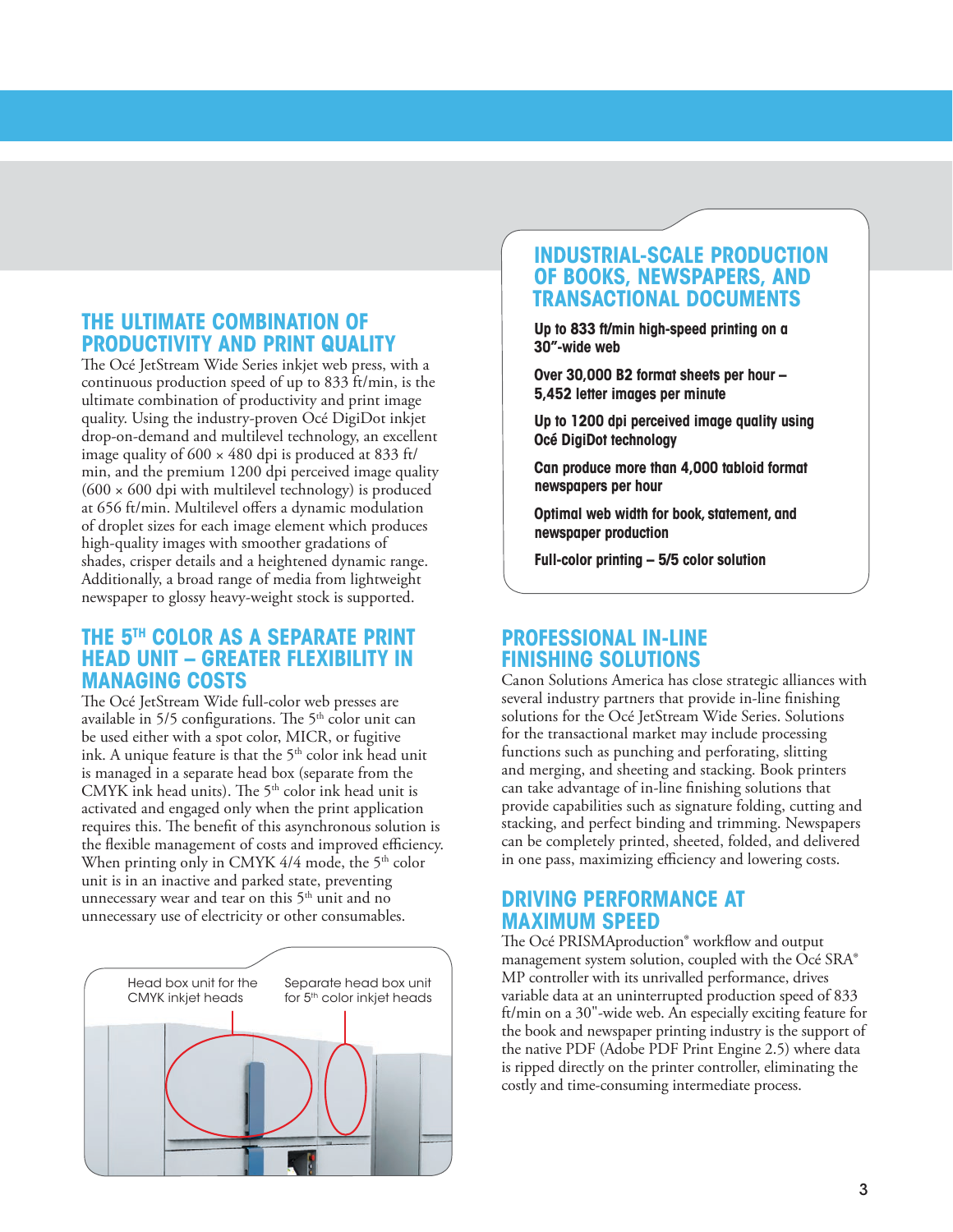## THE ULTIMATE COMBINATION OF PRODUCTIVITY AND PRINT QUALITY

The Océ JetStream Wide Series inkjet web press, with a continuous production speed of up to 833 ft/min, is the ultimate combination of productivity and print image quality. Using the industry-proven Océ DigiDot inkjet drop-on-demand and multilevel technology, an excellent image quality of 600 × 480 dpi is produced at 833 ft/min, and the premium 1200 dpi perceived image quality (600 × 600 dpi with multilevel technology) is produced at 656 ft/min. Multilevel offers a dynamic modulation of droplet sizes for each image element which produces high-quality images with smoother gradations of shades, crisper details and a heightened dynamic range. Additionally, a broad range of media from lightweight newspaper to glossy heavy-weight stock is supported.

## THE 5TH COLOR AS A SEPARATE PRINT HEAD UNIT – GREATER FLEXIBILITY IN MANAGING COSTS

The Océ JetStream Wide full-color web presses are available in 5/5 configurations. The 5th color unit can be used either with a spot color, MICR, or fugitive ink. A unique feature is that the 5th color ink head unit is managed in a separate head box (separate from the CMYK ink head units). The 5th color ink head unit is activated and engaged only when the print application requires this. The benefit of this asynchronous solution is the flexible management of costs and improved efficiency. When printing only in CMYK 4/4 mode, the 5th color unit is in an inactive and parked state, preventing unnecessary wear and tear on this 5th unit and no unnecessary use of electricity or other consumables.

Head box unit for the CMYK inkjet heads

Separate head box unit for 5th color inkjet heads

## INDUSTRIAL-SCALE PRODUCTION OF BOOKS, NEWSPAPERS, AND TRANSACTIONAL DOCUMENTS

**Up to 833 ft/min high-speed printing on a 30"-wide web**

**Over 30,000 B2 format sheets per hour – 5,452 letter images per minute**

**Up to 1200 dpi perceived image quality using Océ DigiDot technology**

**Can produce more than 4,000 tabloid format newspapers per hour**

**Optimal web width for book, statement, and newspaper production**

**Full-color printing – 5/5 color solution**

## PROFESSIONAL IN-LINE FINISHING SOLUTIONS

Canon Solutions America has close strategic alliances with several industry partners that provide in-line finishing solutions for the Océ JetStream Wide Series. Solutions for the transactional market may include processing functions such as punching and perforating, slitting and merging, and sheeting and stacking. Book printers can take advantage of in-line finishing solutions that provide capabilities such as signature folding, cutting and stacking, and perfect binding and trimming. Newspapers can be completely printed, sheeted, folded, and delivered in one pass, maximizing efficiency and lowering costs.

## DRIVING PERFORMANCE AT MAXIMUM SPEED

The Océ PRISMAproduction® workflow and output management system solution, coupled with the Océ SRA® MP controller with its unrivalled performance, drives variable data at an uninterrupted production speed of 833 ft/min on a 30"-wide web. An especially exciting feature for the book and newspaper printing industry is the support of the native PDF (Adobe PDF Print Engine 2.5) where data is ripped directly on the printer controller, eliminating the costly and time-consuming intermediate process.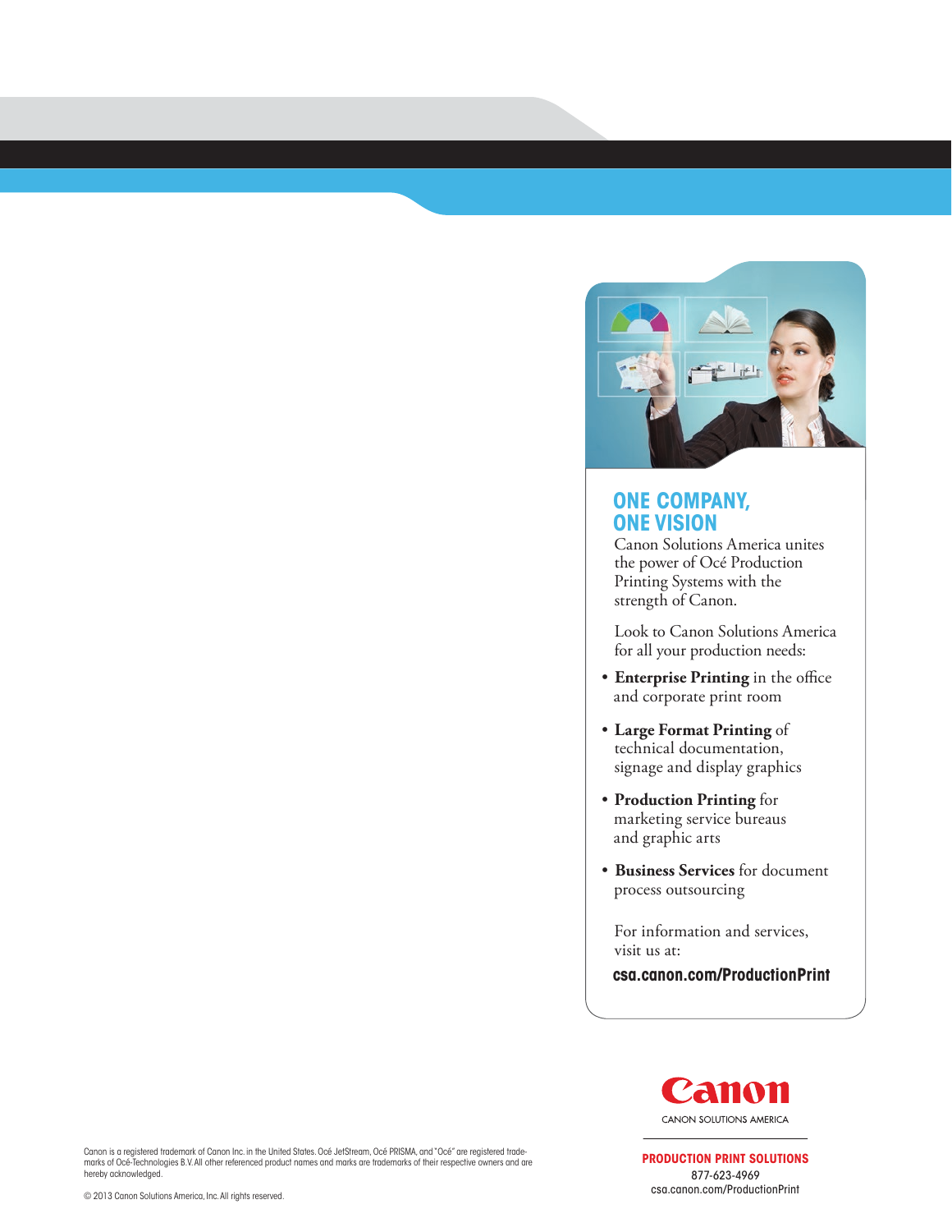## ONE COMPANY, ONE VISION

Canon Solutions America unites the power of Océ Production Printing Systems with the strength of Canon.

Look to Canon Solutions America for all your production needs:

- **Enterprise Printing** in the office and corporate print room
- **Large Format Printing** of technical documentation, signage and display graphics
- **Production Printing** for marketing service bureaus and graphic arts
- **Business Services** for document process outsourcing

For information and services, visit us at:

**csa.canon.com/ProductionPrint**

Canon

CANON SOLUTIONS AMERICA

**PRODUCTION PRINT SOLUTIONS**

877-623-4969

csa.canon.com/ProductionPrint

Canon is a registered trademark of Canon Inc. in the United States. Océ JetStream, Océ PRISMA, and "Océ" are registered trademarks of Océ-Technologies B.V. All other referenced product names and marks are trademarks of their respective owners and are hereby acknowledged.

© 2013 Canon Solutions America, Inc. All rights reserved.